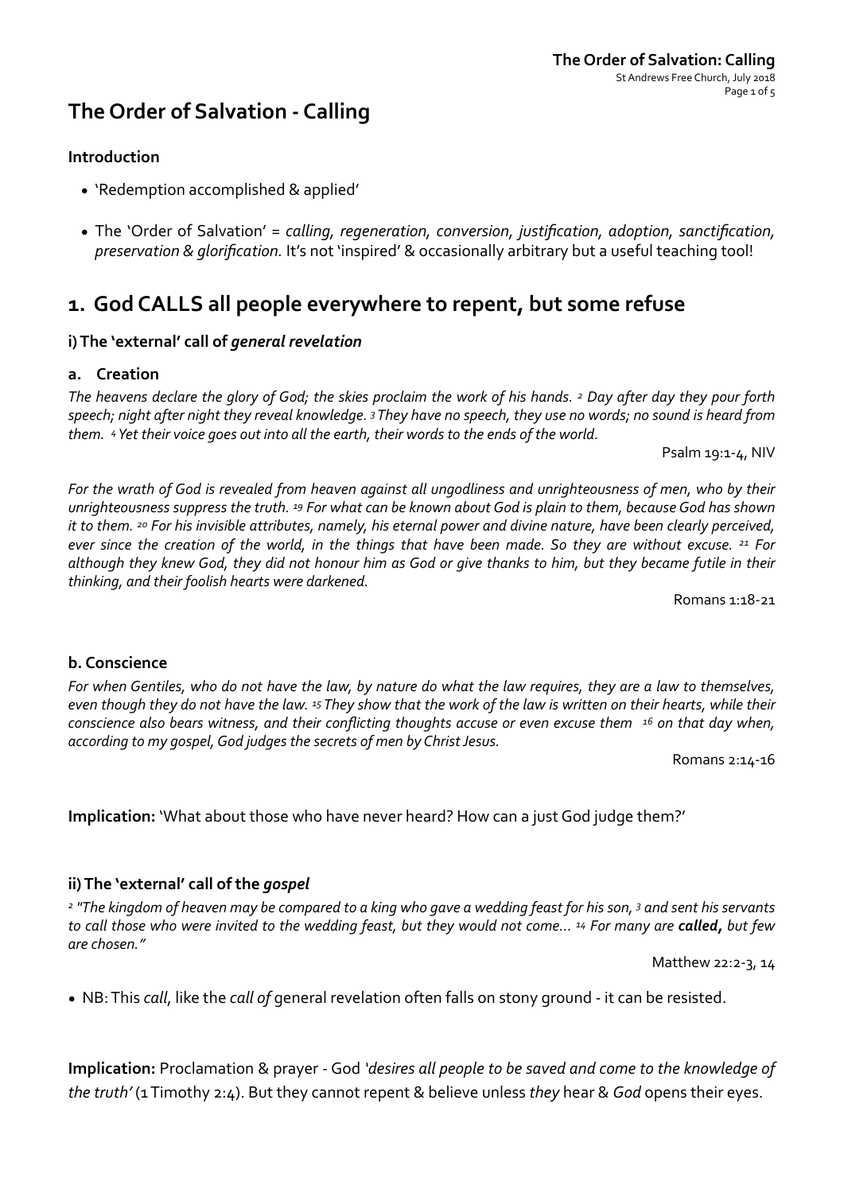# The Order of Salvation - Calling

### Introduction

- 'Redemption accomplished & applied'

- The 'Order of Salvation' = *calling, regeneration, conversion, justification, adoption, sanctification, preservation* & *glorification.* It's not 'inspired' & occasionally arbitrary but a useful teaching tool!

## 1. God CALLS all people everywhere to repent, but some refuse

### i) The 'external' call of *general revelation*

#### a. Creation

*The heavens declare the glory of God; the skies proclaim the work of his hands. [2] Day after day they pour forth speech; night after night they reveal knowledge. [3] They have no speech, they use no words; no sound is heard from them. [4] Yet their voice goes out into all the earth, their words to the ends of the world.*

Psalm 19:1-4, NIV

*For the wrath of God is revealed from heaven against all ungodliness and unrighteousness of men, who by their unrighteousness suppress the truth. [19] For what can be known about God is plain to them, because God has shown it to them. [20] For his invisible attributes, namely, his eternal power and divine nature, have been clearly perceived, ever since the creation of the world, in the things that have been made. So they are without excuse. [21] For although they knew God, they did not honour him as God or give thanks to him, but they became futile in their thinking, and their foolish hearts were darkened.*

Romans 1:18-21

#### b. Conscience

*For when Gentiles, who do not have the law, by nature do what the law requires, they are a law to themselves, even though they do not have the law. [15] They show that the work of the law is written on their hearts, while their conscience also bears witness, and their conflicting thoughts accuse or even excuse them [16] on that day when, according to my gospel, God judges the secrets of men by Christ Jesus.*

Romans 2:14-16

**Implication:** 'What about those who have never heard? How can a just God judge them?'

### ii) The 'external' call of the *gospel*

*[2] "The kingdom of heaven may be compared to a king who gave a wedding feast for his son, [3] and sent his servants to call those who were invited to the wedding feast, but they would not come… [14] For many are **called,** but few are chosen."*

Matthew 22:2-3, 14

- NB: This *call*, like the *call of* general revelation often falls on stony ground - it can be resisted.

**Implication:** Proclamation & prayer - God *'desires all people to be saved and come to the knowledge of the truth'* (1 Timothy 2:4). But they cannot repent & believe unless *they* hear & *God* opens their eyes.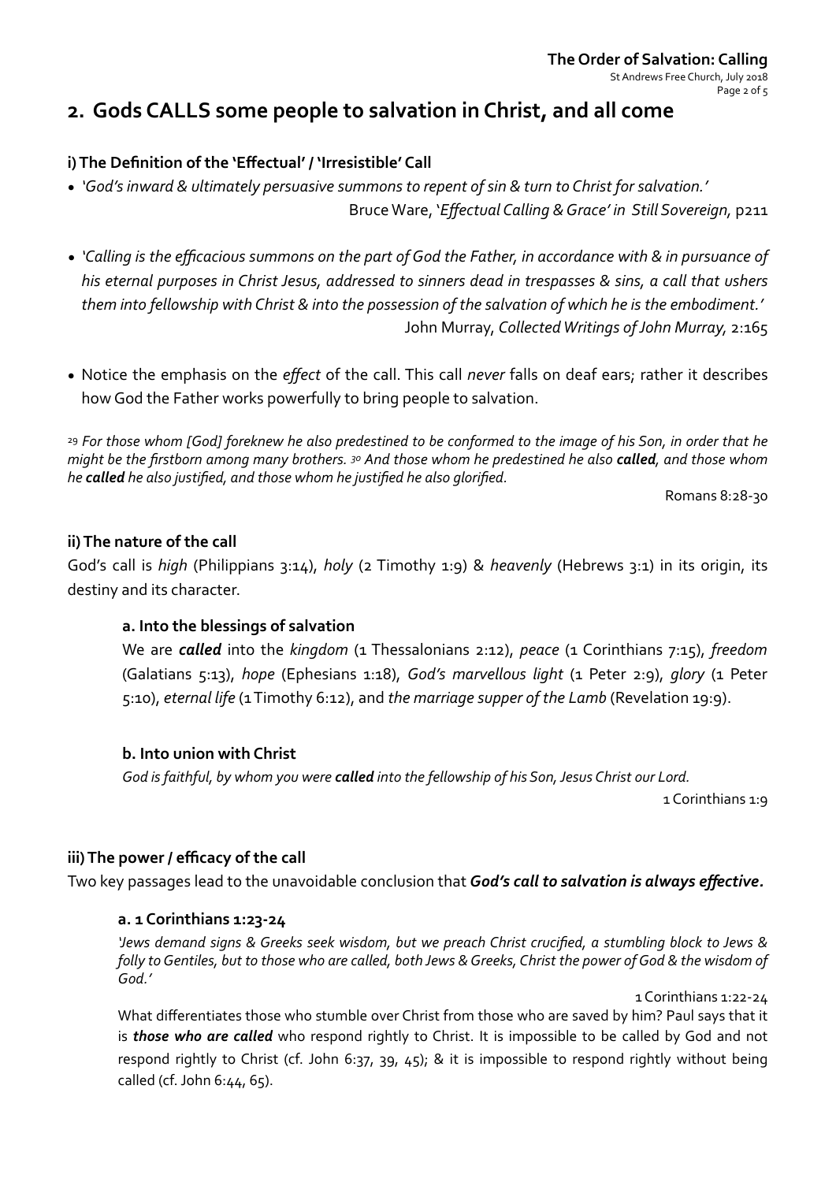## 2. Gods CALLS some people to salvation in Christ, and all come

### i) The Definition of the 'Effectual' / 'Irresistible' Call

- *'God's inward & ultimately persuasive summons to repent of sin & turn to Christ for salvation.'*
  Bruce Ware, '*Effectual Calling & Grace' in Still Sovereign,* p211

- *'Calling is the efficacious summons on the part of God the Father, in accordance with & in pursuance of his eternal purposes in Christ Jesus, addressed to sinners dead in trespasses & sins, a call that ushers them into fellowship with Christ & into the possession of the salvation of which he is the embodiment.'*
  John Murray, *Collected Writings of John Murray,* 2:165

- Notice the emphasis on the *effect* of the call. This call *never* falls on deaf ears; rather it describes how God the Father works powerfully to bring people to salvation.

[29] *For those whom [God] foreknew he also predestined to be conformed to the image of his Son, in order that he might be the firstborn among many brothers.* [30] *And those whom he predestined he also* ***called****, and those whom he* ***called*** *he also justified, and those whom he justified he also glorified.*

Romans 8:28-30

### ii) The nature of the call

God's call is *high* (Philippians 3:14), *holy* (2 Timothy 1:9) & *heavenly* (Hebrews 3:1) in its origin, its destiny and its character.

#### a. Into the blessings of salvation

We are ***called*** into the *kingdom* (1 Thessalonians 2:12), *peace* (1 Corinthians 7:15), *freedom* (Galatians 5:13), *hope* (Ephesians 1:18), *God's marvellous light* (1 Peter 2:9), *glory* (1 Peter 5:10), *eternal life* (1 Timothy 6:12), and *the marriage supper of the Lamb* (Revelation 19:9).

#### b. Into union with Christ

*God is faithful, by whom you were* ***called*** *into the fellowship of his Son, Jesus Christ our Lord.*

1 Corinthians 1:9

### iii) The power / efficacy of the call

Two key passages lead to the unavoidable conclusion that ***God's call to salvation is always effective.***

#### a. 1 Corinthians 1:23-24

*'Jews demand signs & Greeks seek wisdom, but we preach Christ crucified, a stumbling block to Jews & folly to Gentiles, but to those who are called, both Jews & Greeks, Christ the power of God & the wisdom of God.'*

1 Corinthians 1:22-24

What differentiates those who stumble over Christ from those who are saved by him? Paul says that it is ***those who are called*** who respond rightly to Christ. It is impossible to be called by God and not respond rightly to Christ (cf. John 6:37, 39, 45); & it is impossible to respond rightly without being called (cf. John 6:44, 65).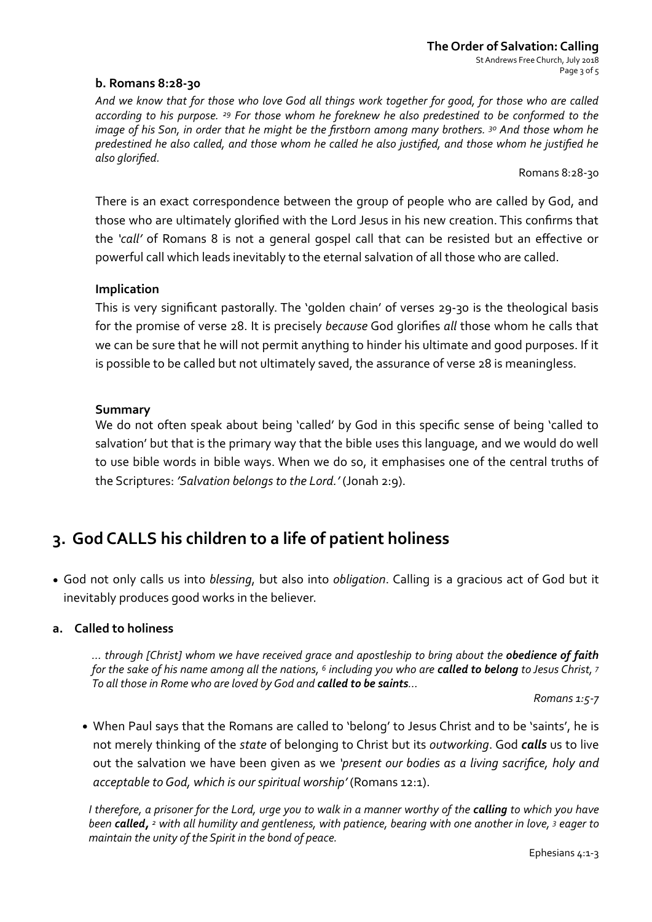**b. Romans 8:28-30**

*And we know that for those who love God all things work together for good, for those who are called according to his purpose. [29] For those whom he foreknew he also predestined to be conformed to the image of his Son, in order that he might be the firstborn among many brothers. [30] And those whom he predestined he also called, and those whom he called he also justified, and those whom he justified he also glorified.*

Romans 8:28-30

There is an exact correspondence between the group of people who are called by God, and those who are ultimately glorified with the Lord Jesus in his new creation. This confirms that the *'call'* of Romans 8 is not a general gospel call that can be resisted but an effective or powerful call which leads inevitably to the eternal salvation of all those who are called.

**Implication**

This is very significant pastorally. The 'golden chain' of verses 29-30 is the theological basis for the promise of verse 28. It is precisely *because* God glorifies *all* those whom he calls that we can be sure that he will not permit anything to hinder his ultimate and good purposes. If it is possible to be called but not ultimately saved, the assurance of verse 28 is meaningless.

**Summary**

We do not often speak about being 'called' by God in this specific sense of being 'called to salvation' but that is the primary way that the bible uses this language, and we would do well to use bible words in bible ways. When we do so, it emphasises one of the central truths of the Scriptures: *'Salvation belongs to the Lord.'* (Jonah 2:9).

## 3. God CALLS his children to a life of patient holiness

- God not only calls us into *blessing*, but also into *obligation*. Calling is a gracious act of God but it inevitably produces good works in the believer.

**a. Called to holiness**

*… through [Christ] whom we have received grace and apostleship to bring about the **obedience of faith** for the sake of his name among all the nations, [6] including you who are **called to belong** to Jesus Christ, [7] To all those in Rome who are loved by God and **called to be saints**…*

*Romans 1:5-7*

- When Paul says that the Romans are called to 'belong' to Jesus Christ and to be 'saints', he is not merely thinking of the *state* of belonging to Christ but its *outworking*. God ***calls*** us to live out the salvation we have been given as we *'present our bodies as a living sacrifice, holy and acceptable to God, which is our spiritual worship'* (Romans 12:1).

*I therefore, a prisoner for the Lord, urge you to walk in a manner worthy of the **calling** to which you have been **called,** [2] with all humility and gentleness, with patience, bearing with one another in love, [3] eager to maintain the unity of the Spirit in the bond of peace.*

Ephesians 4:1-3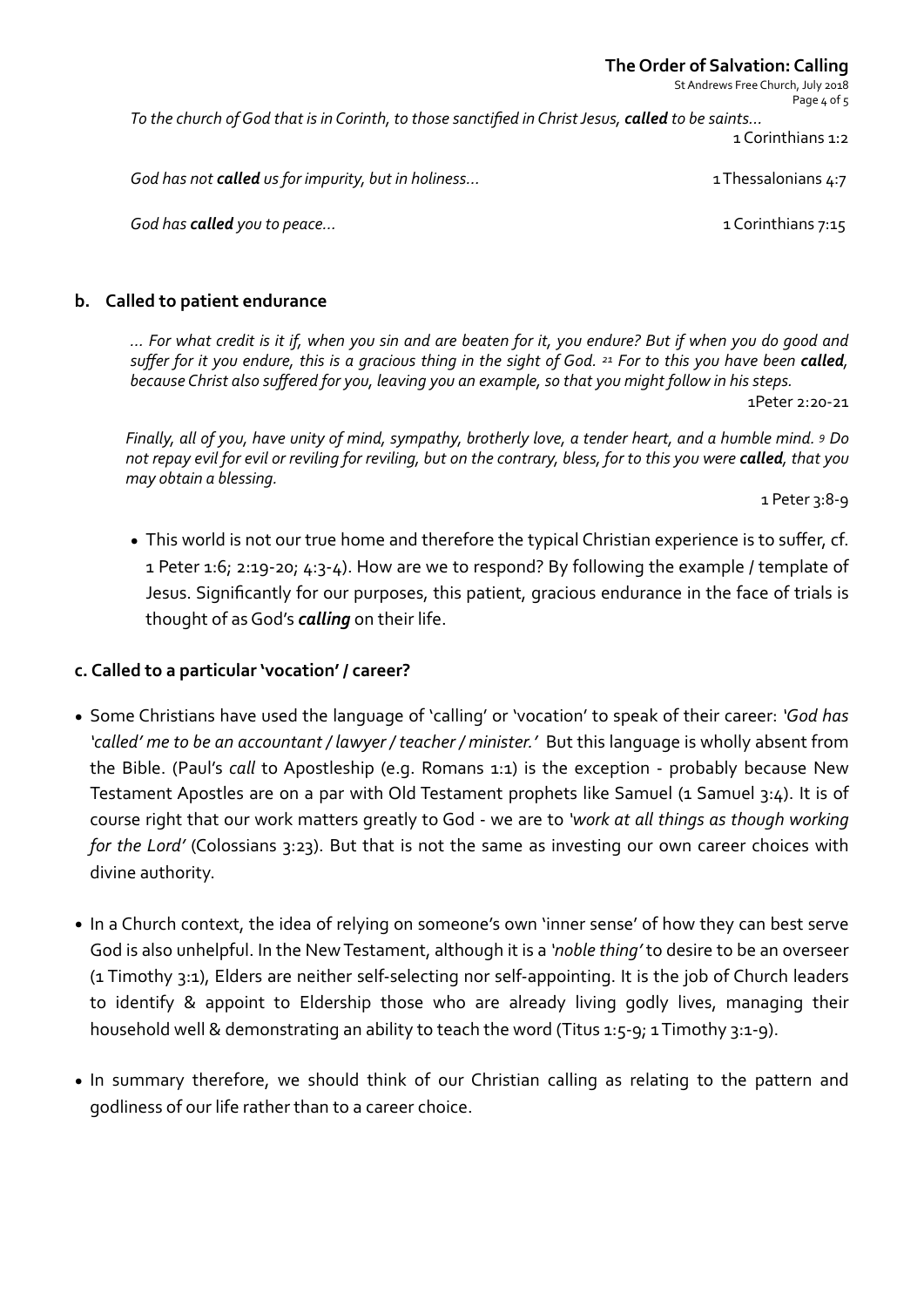*To the church of God that is in Corinth, to those sanctified in Christ Jesus, **called** to be saints…*

1 Corinthians 1:2

*God has not **called** us for impurity, but in holiness…* 1 Thessalonians 4:7

*God has **called** you to peace…* 1 Corinthians 7:15

### b. Called to patient endurance

*… For what credit is it if, when you sin and are beaten for it, you endure? But if when you do good and suffer for it you endure, this is a gracious thing in the sight of God. 21 For to this you have been **called**, because Christ also suffered for you, leaving you an example, so that you might follow in his steps.*

1Peter 2:20-21

*Finally, all of you, have unity of mind, sympathy, brotherly love, a tender heart, and a humble mind. 9 Do not repay evil for evil or reviling for reviling, but on the contrary, bless, for to this you were **called**, that you may obtain a blessing.*

1 Peter 3:8-9

- This world is not our true home and therefore the typical Christian experience is to suffer, cf. 1 Peter 1:6; 2:19-20; 4:3-4). How are we to respond? By following the example / template of Jesus. Significantly for our purposes, this patient, gracious endurance in the face of trials is thought of as God's ***calling*** on their life.

### c. Called to a particular 'vocation' / career?

- Some Christians have used the language of 'calling' or 'vocation' to speak of their career: *'God has 'called' me to be an accountant / lawyer / teacher / minister.'* But this language is wholly absent from the Bible. (Paul's *call* to Apostleship (e.g. Romans 1:1) is the exception - probably because New Testament Apostles are on a par with Old Testament prophets like Samuel (1 Samuel 3:4). It is of course right that our work matters greatly to God - we are to *'work at all things as though working for the Lord'* (Colossians 3:23). But that is not the same as investing our own career choices with divine authority.

- In a Church context, the idea of relying on someone's own 'inner sense' of how they can best serve God is also unhelpful. In the New Testament, although it is a *'noble thing'* to desire to be an overseer (1 Timothy 3:1), Elders are neither self-selecting nor self-appointing. It is the job of Church leaders to identify & appoint to Eldership those who are already living godly lives, managing their household well & demonstrating an ability to teach the word (Titus 1:5-9; 1 Timothy 3:1-9).

- In summary therefore, we should think of our Christian calling as relating to the pattern and godliness of our life rather than to a career choice.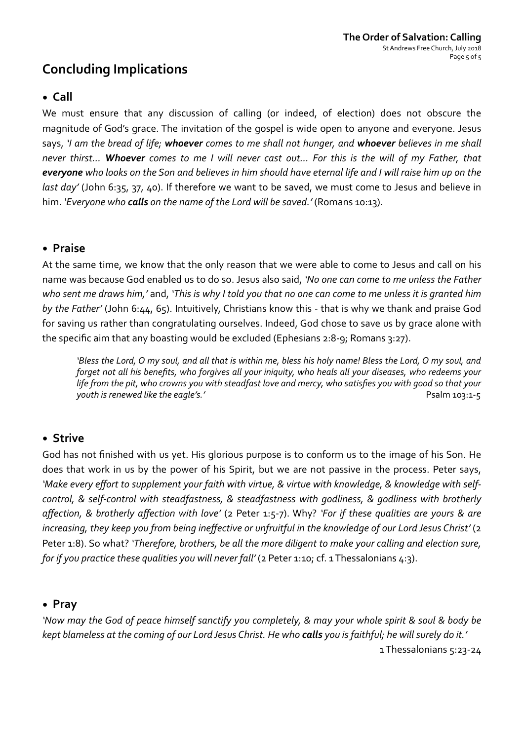# Concluding Implications

- **Call**

We must ensure that any discussion of calling (or indeed, of election) does not obscure the magnitude of God's grace. The invitation of the gospel is wide open to anyone and everyone. Jesus says, *'I am the bread of life; **whoever** comes to me shall not hunger, and **whoever** believes in me shall never thirst… **Whoever** comes to me I will never cast out… For this is the will of my Father, that **everyone** who looks on the Son and believes in him should have eternal life and I will raise him up on the last day'* (John 6:35, 37, 40). If therefore we want to be saved, we must come to Jesus and believe in him. *'Everyone who **calls** on the name of the Lord will be saved.'* (Romans 10:13).

- **Praise**

At the same time, we know that the only reason that we were able to come to Jesus and call on his name was because God enabled us to do so. Jesus also said, *'No one can come to me unless the Father who sent me draws him,'* and, *'This is why I told you that no one can come to me unless it is granted him by the Father'* (John 6:44, 65). Intuitively, Christians know this - that is why we thank and praise God for saving us rather than congratulating ourselves. Indeed, God chose to save us by grace alone with the specific aim that any boasting would be excluded (Ephesians 2:8-9; Romans 3:27).

> *'Bless the Lord, O my soul, and all that is within me, bless his holy name! Bless the Lord, O my soul, and forget not all his benefits, who forgives all your iniquity, who heals all your diseases, who redeems your life from the pit, who crowns you with steadfast love and mercy, who satisfies you with good so that your youth is renewed like the eagle's.'* Psalm 103:1-5

- **Strive**

God has not finished with us yet. His glorious purpose is to conform us to the image of his Son. He does that work in us by the power of his Spirit, but we are not passive in the process. Peter says, *'Make every effort to supplement your faith with virtue, & virtue with knowledge, & knowledge with self-control, & self-control with steadfastness, & steadfastness with godliness, & godliness with brotherly affection, & brotherly affection with love'* (2 Peter 1:5-7). Why? *'For if these qualities are yours & are increasing, they keep you from being ineffective or unfruitful in the knowledge of our Lord Jesus Christ'* (2 Peter 1:8). So what? *'Therefore, brothers, be all the more diligent to make your calling and election sure, for if you practice these qualities you will never fall'* (2 Peter 1:10; cf. 1 Thessalonians 4:3).

- **Pray**

*'Now may the God of peace himself sanctify you completely, & may your whole spirit & soul & body be kept blameless at the coming of our Lord Jesus Christ. He who **calls** you is faithful; he will surely do it.'*

1 Thessalonians 5:23-24